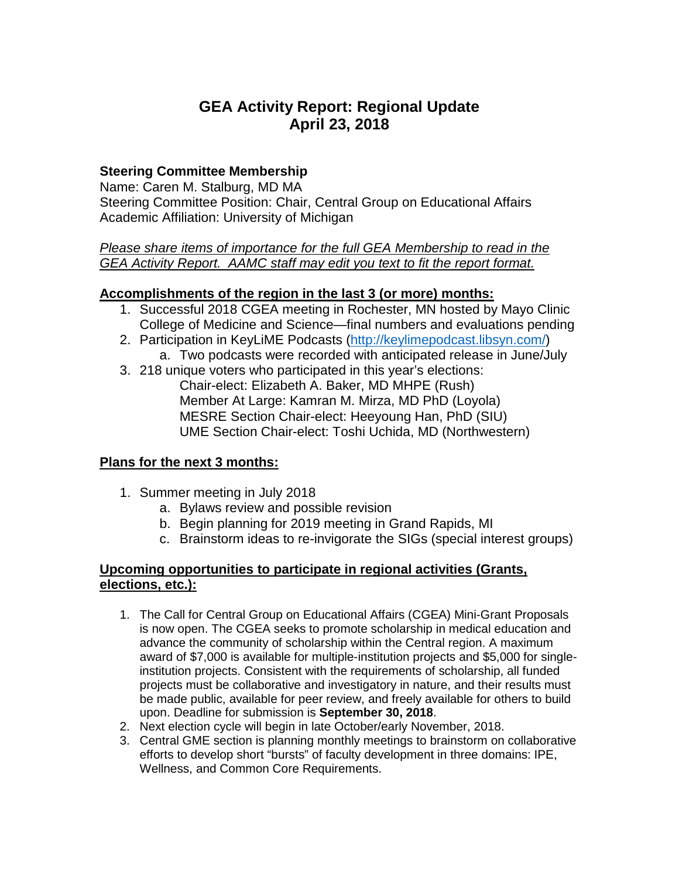# GEA Activity Report: Regional Update
# April 23, 2018

**Steering Committee Membership**

Name: Caren M. Stalburg, MD MA
Steering Committee Position: Chair, Central Group on Educational Affairs
Academic Affiliation: University of Michigan

*Please share items of importance for the full GEA Membership to read in the GEA Activity Report. AAMC staff may edit you text to fit the report format.*

## Accomplishments of the region in the last 3 (or more) months:

1. Successful 2018 CGEA meeting in Rochester, MN hosted by Mayo Clinic College of Medicine and Science—final numbers and evaluations pending
2. Participation in KeyLiME Podcasts (http://keylimepodcast.libsyn.com/)
   a. Two podcasts were recorded with anticipated release in June/July
3. 218 unique voters who participated in this year's elections:
   Chair-elect: Elizabeth A. Baker, MD MHPE (Rush)
   Member At Large: Kamran M. Mirza, MD PhD (Loyola)
   MESRE Section Chair-elect: Heeyoung Han, PhD (SIU)
   UME Section Chair-elect: Toshi Uchida, MD (Northwestern)

## Plans for the next 3 months:

1. Summer meeting in July 2018
   a. Bylaws review and possible revision
   b. Begin planning for 2019 meeting in Grand Rapids, MI
   c. Brainstorm ideas to re-invigorate the SIGs (special interest groups)

## Upcoming opportunities to participate in regional activities (Grants, elections, etc.):

1. The Call for Central Group on Educational Affairs (CGEA) Mini-Grant Proposals is now open. The CGEA seeks to promote scholarship in medical education and advance the community of scholarship within the Central region. A maximum award of $7,000 is available for multiple-institution projects and $5,000 for single-institution projects. Consistent with the requirements of scholarship, all funded projects must be collaborative and investigatory in nature, and their results must be made public, available for peer review, and freely available for others to build upon. Deadline for submission is **September 30, 2018**.
2. Next election cycle will begin in late October/early November, 2018.
3. Central GME section is planning monthly meetings to brainstorm on collaborative efforts to develop short "bursts" of faculty development in three domains: IPE, Wellness, and Common Core Requirements.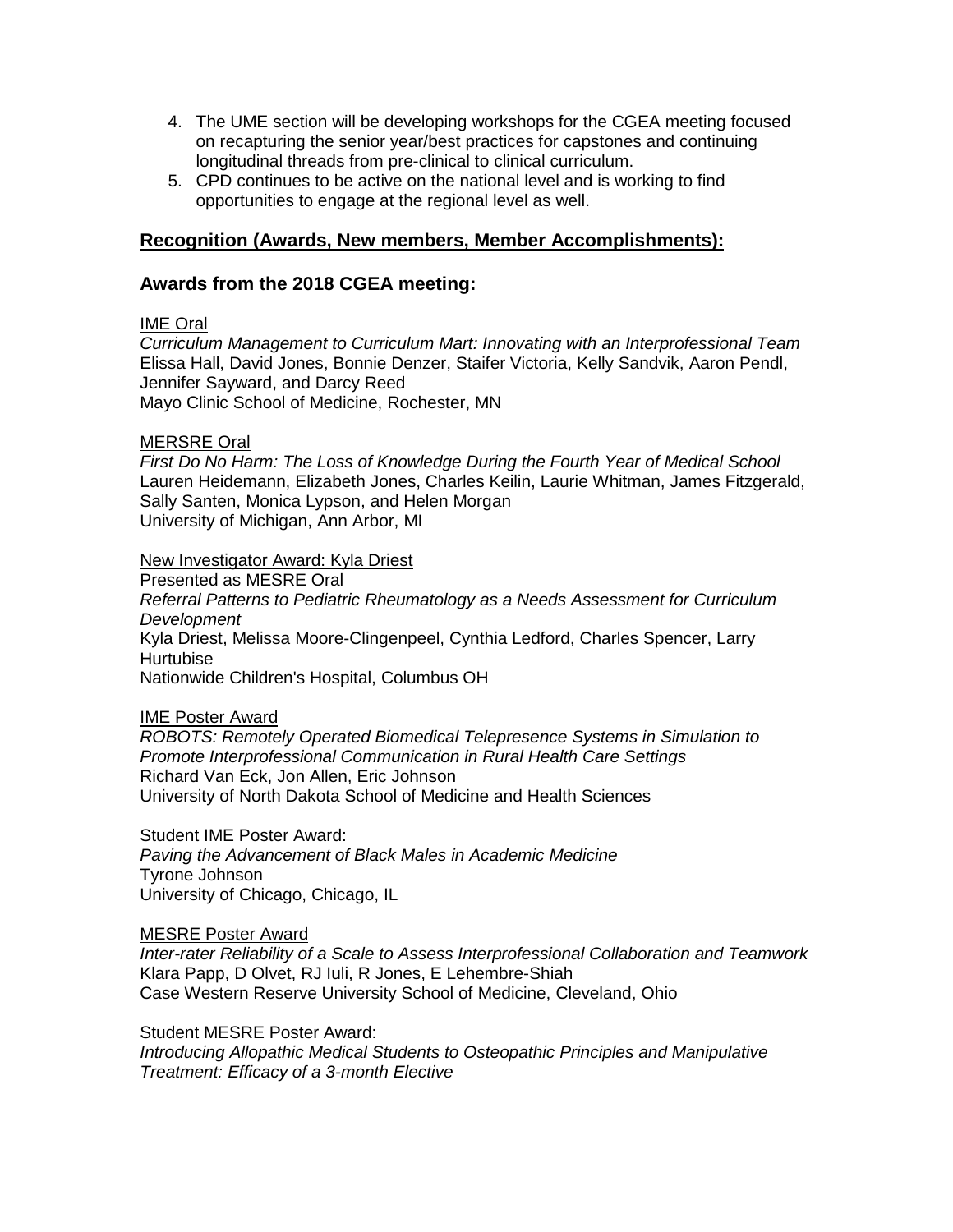4. The UME section will be developing workshops for the CGEA meeting focused on recapturing the senior year/best practices for capstones and continuing longitudinal threads from pre-clinical to clinical curriculum.
5. CPD continues to be active on the national level and is working to find opportunities to engage at the regional level as well.

## Recognition (Awards, New members, Member Accomplishments):

### Awards from the 2018 CGEA meeting:

IME Oral
*Curriculum Management to Curriculum Mart: Innovating with an Interprofessional Team*
Elissa Hall, David Jones, Bonnie Denzer, Staifer Victoria, Kelly Sandvik, Aaron Pendl, Jennifer Sayward, and Darcy Reed
Mayo Clinic School of Medicine, Rochester, MN

MERSRE Oral
*First Do No Harm: The Loss of Knowledge During the Fourth Year of Medical School*
Lauren Heidemann, Elizabeth Jones, Charles Keilin, Laurie Whitman, James Fitzgerald, Sally Santen, Monica Lypson, and Helen Morgan
University of Michigan, Ann Arbor, MI

New Investigator Award: Kyla Driest
Presented as MESRE Oral
*Referral Patterns to Pediatric Rheumatology as a Needs Assessment for Curriculum Development*
Kyla Driest, Melissa Moore-Clingenpeel, Cynthia Ledford, Charles Spencer, Larry Hurtubise
Nationwide Children's Hospital, Columbus OH

IME Poster Award
*ROBOTS: Remotely Operated Biomedical Telepresence Systems in Simulation to Promote Interprofessional Communication in Rural Health Care Settings*
Richard Van Eck, Jon Allen, Eric Johnson
University of North Dakota School of Medicine and Health Sciences

Student IME Poster Award:
*Paving the Advancement of Black Males in Academic Medicine*
Tyrone Johnson
University of Chicago, Chicago, IL

MESRE Poster Award
*Inter-rater Reliability of a Scale to Assess Interprofessional Collaboration and Teamwork*
Klara Papp, D Olvet, RJ Iuli, R Jones, E Lehembre-Shiah
Case Western Reserve University School of Medicine, Cleveland, Ohio

Student MESRE Poster Award:
*Introducing Allopathic Medical Students to Osteopathic Principles and Manipulative Treatment: Efficacy of a 3-month Elective*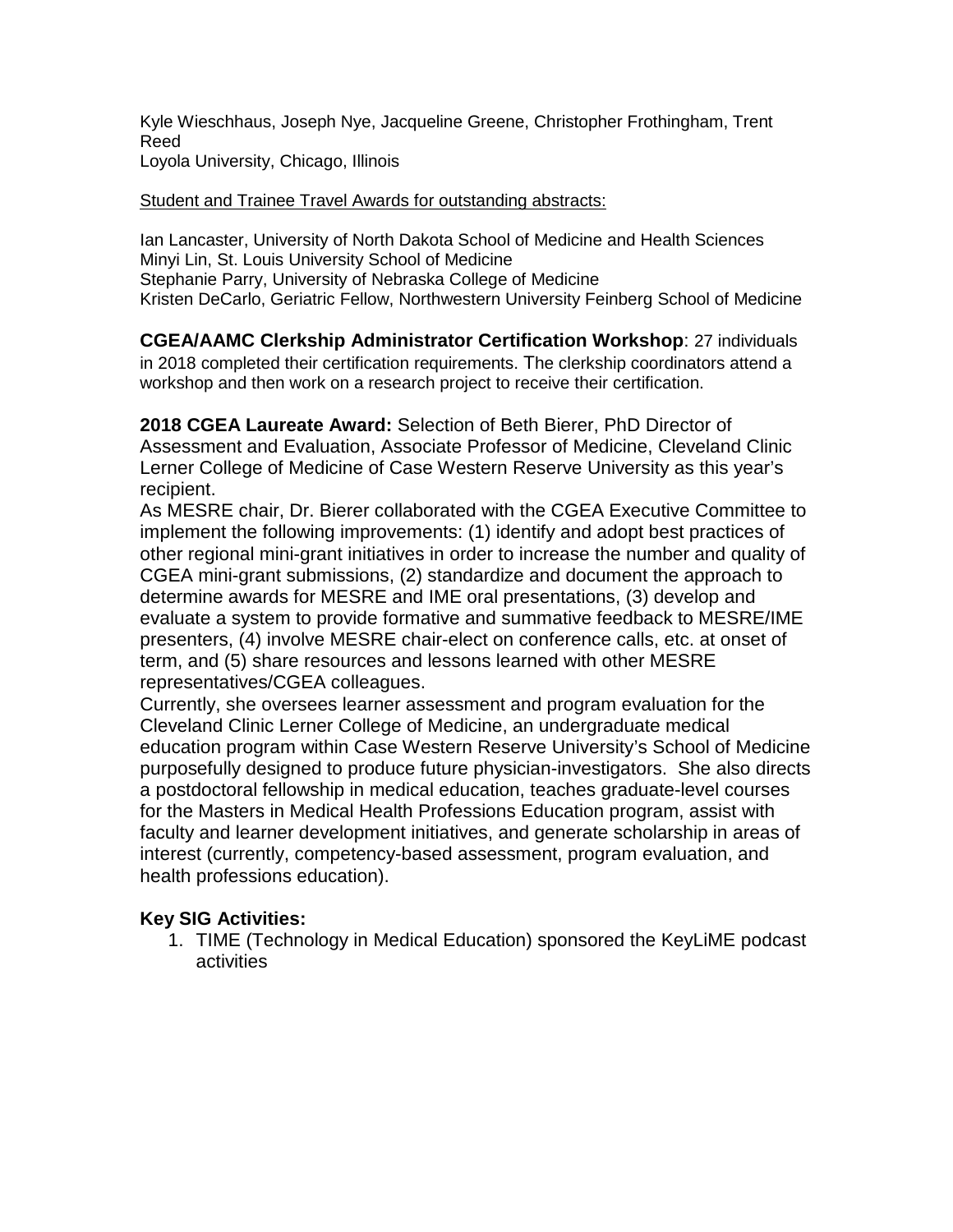Kyle Wieschhaus, Joseph Nye, Jacqueline Greene, Christopher Frothingham, Trent Reed
Loyola University, Chicago, Illinois

Student and Trainee Travel Awards for outstanding abstracts:

Ian Lancaster, University of North Dakota School of Medicine and Health Sciences
Minyi Lin, St. Louis University School of Medicine
Stephanie Parry, University of Nebraska College of Medicine
Kristen DeCarlo, Geriatric Fellow, Northwestern University Feinberg School of Medicine

**CGEA/AAMC Clerkship Administrator Certification Workshop**: 27 individuals in 2018 completed their certification requirements. The clerkship coordinators attend a workshop and then work on a research project to receive their certification.

**2018 CGEA Laureate Award:** Selection of Beth Bierer, PhD Director of Assessment and Evaluation, Associate Professor of Medicine, Cleveland Clinic Lerner College of Medicine of Case Western Reserve University as this year's recipient.
As MESRE chair, Dr. Bierer collaborated with the CGEA Executive Committee to implement the following improvements: (1) identify and adopt best practices of other regional mini-grant initiatives in order to increase the number and quality of CGEA mini-grant submissions, (2) standardize and document the approach to determine awards for MESRE and IME oral presentations, (3) develop and evaluate a system to provide formative and summative feedback to MESRE/IME presenters, (4) involve MESRE chair-elect on conference calls, etc. at onset of term, and (5) share resources and lessons learned with other MESRE representatives/CGEA colleagues.
Currently, she oversees learner assessment and program evaluation for the Cleveland Clinic Lerner College of Medicine, an undergraduate medical education program within Case Western Reserve University's School of Medicine purposefully designed to produce future physician-investigators. She also directs a postdoctoral fellowship in medical education, teaches graduate-level courses for the Masters in Medical Health Professions Education program, assist with faculty and learner development initiatives, and generate scholarship in areas of interest (currently, competency-based assessment, program evaluation, and health professions education).

**Key SIG Activities:**

1. TIME (Technology in Medical Education) sponsored the KeyLiME podcast activities